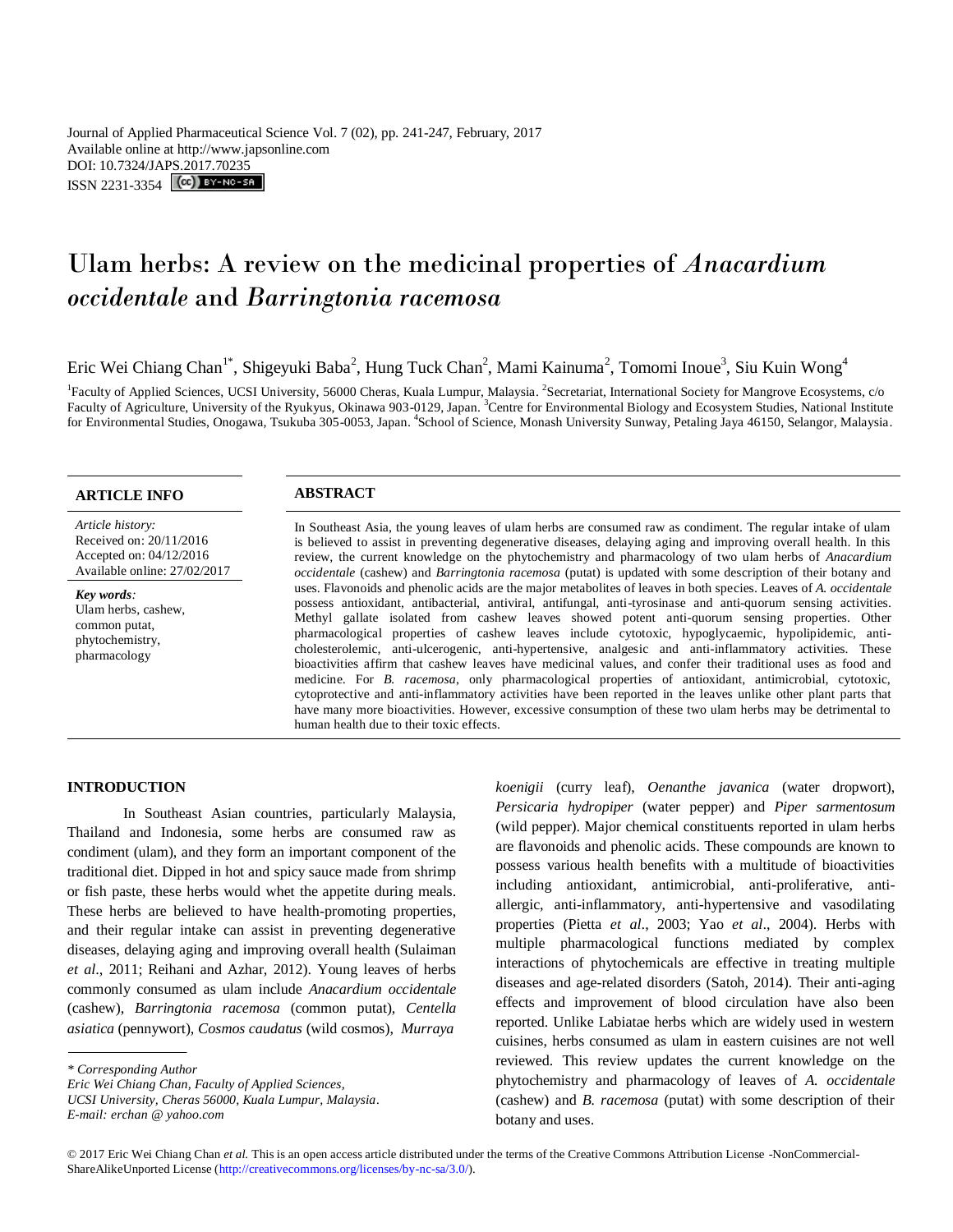Journal of Applied Pharmaceutical Science Vol. 7 (02), pp. 241-247, February, 2017
Available online at http://www.japsonline.com
DOI: 10.7324/JAPS.2017.70235
ISSN 2231-3354

# Ulam herbs: A review on the medicinal properties of *Anacardium occidentale* and *Barringtonia racemosa*

Eric Wei Chiang Chan[1*], Shigeyuki Baba[2], Hung Tuck Chan[2], Mami Kainuma[2], Tomomi Inoue[3], Siu Kuin Wong[4]

[1]Faculty of Applied Sciences, UCSI University, 56000 Cheras, Kuala Lumpur, Malaysia. [2]Secretariat, International Society for Mangrove Ecosystems, c/o Faculty of Agriculture, University of the Ryukyus, Okinawa 903-0129, Japan. [3]Centre for Environmental Biology and Ecosystem Studies, National Institute for Environmental Studies, Onogawa, Tsukuba 305-0053, Japan. [4]School of Science, Monash University Sunway, Petaling Jaya 46150, Selangor, Malaysia.

## ARTICLE INFO

*Article history:*
Received on: 20/11/2016
Accepted on: 04/12/2016
Available online: 27/02/2017

***Key words:***
Ulam herbs, cashew, common putat, phytochemistry, pharmacology

## ABSTRACT

In Southeast Asia, the young leaves of ulam herbs are consumed raw as condiment. The regular intake of ulam is believed to assist in preventing degenerative diseases, delaying aging and improving overall health. In this review, the current knowledge on the phytochemistry and pharmacology of two ulam herbs of *Anacardium occidentale* (cashew) and *Barringtonia racemosa* (putat) is updated with some description of their botany and uses. Flavonoids and phenolic acids are the major metabolites of leaves in both species. Leaves of *A. occidentale* possess antioxidant, antibacterial, antiviral, antifungal, anti-tyrosinase and anti-quorum sensing activities. Methyl gallate isolated from cashew leaves showed potent anti-quorum sensing properties. Other pharmacological properties of cashew leaves include cytotoxic, hypoglycaemic, hypolipidemic, anti-cholesterolemic, anti-ulcerogenic, anti-hypertensive, analgesic and anti-inflammatory activities. These bioactivities affirm that cashew leaves have medicinal values, and confer their traditional uses as food and medicine. For *B. racemosa*, only pharmacological properties of antioxidant, antimicrobial, cytotoxic, cytoprotective and anti-inflammatory activities have been reported in the leaves unlike other plant parts that have many more bioactivities. However, excessive consumption of these two ulam herbs may be detrimental to human health due to their toxic effects.

## INTRODUCTION

In Southeast Asian countries, particularly Malaysia, Thailand and Indonesia, some herbs are consumed raw as condiment (ulam), and they form an important component of the traditional diet. Dipped in hot and spicy sauce made from shrimp or fish paste, these herbs would whet the appetite during meals. These herbs are believed to have health-promoting properties, and their regular intake can assist in preventing degenerative diseases, delaying aging and improving overall health (Sulaiman *et al*., 2011; Reihani and Azhar, 2012). Young leaves of herbs commonly consumed as ulam include *Anacardium occidentale* (cashew), *Barringtonia racemosa* (common putat), *Centella asiatica* (pennywort), *Cosmos caudatus* (wild cosmos), *Murraya koenigii* (curry leaf), *Oenanthe javanica* (water dropwort), *Persicaria hydropiper* (water pepper) and *Piper sarmentosum* (wild pepper). Major chemical constituents reported in ulam herbs are flavonoids and phenolic acids. These compounds are known to possess various health benefits with a multitude of bioactivities including antioxidant, antimicrobial, anti-proliferative, anti-allergic, anti-inflammatory, anti-hypertensive and vasodilating properties (Pietta *et al*., 2003; Yao *et al*., 2004). Herbs with multiple pharmacological functions mediated by complex interactions of phytochemicals are effective in treating multiple diseases and age-related disorders (Satoh, 2014). Their anti-aging effects and improvement of blood circulation have also been reported. Unlike Labiatae herbs which are widely used in western cuisines, herbs consumed as ulam in eastern cuisines are not well reviewed. This review updates the current knowledge on the phytochemistry and pharmacology of leaves of *A. occidentale* (cashew) and *B. racemosa* (putat) with some description of their botany and uses.

---

*\* Corresponding Author*
*Eric Wei Chiang Chan, Faculty of Applied Sciences, UCSI University, Cheras 56000, Kuala Lumpur, Malaysia.*
*E-mail: erchan @ yahoo.com*

© 2017 Eric Wei Chiang Chan *et al.* This is an open access article distributed under the terms of the Creative Commons Attribution License -NonCommercial-ShareAlikeUnported License (http://creativecommons.org/licenses/by-nc-sa/3.0/).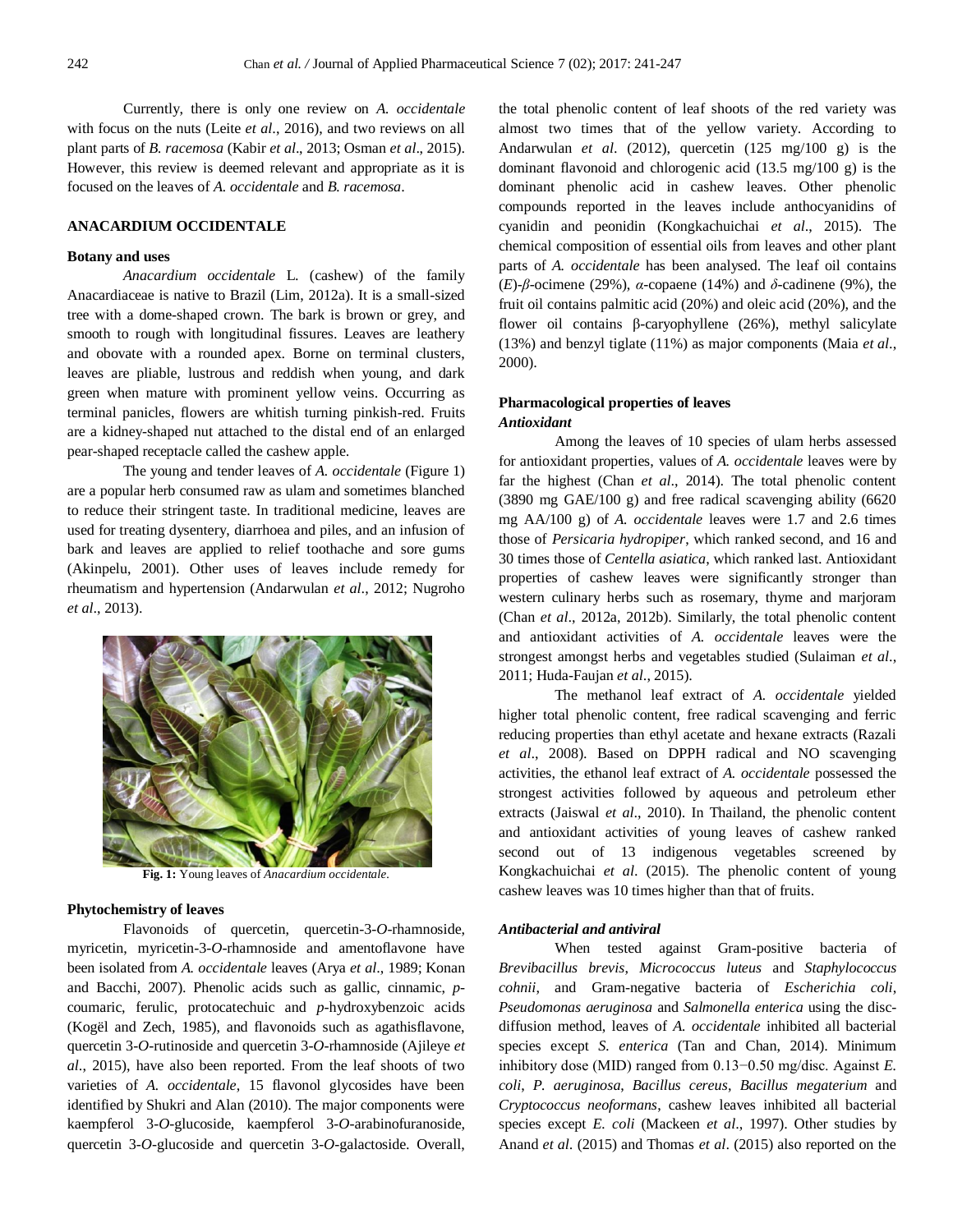Currently, there is only one review on *A. occidentale* with focus on the nuts (Leite *et al*., 2016), and two reviews on all plant parts of *B. racemosa* (Kabir *et al*., 2013; Osman *et al*., 2015). However, this review is deemed relevant and appropriate as it is focused on the leaves of *A. occidentale* and *B. racemosa*.

## ANACARDIUM OCCIDENTALE

### Botany and uses

*Anacardium occidentale* L. (cashew) of the family Anacardiaceae is native to Brazil (Lim, 2012a). It is a small-sized tree with a dome-shaped crown. The bark is brown or grey, and smooth to rough with longitudinal fissures. Leaves are leathery and obovate with a rounded apex. Borne on terminal clusters, leaves are pliable, lustrous and reddish when young, and dark green when mature with prominent yellow veins. Occurring as terminal panicles, flowers are whitish turning pinkish-red. Fruits are a kidney-shaped nut attached to the distal end of an enlarged pear-shaped receptacle called the cashew apple.

The young and tender leaves of *A. occidentale* (Figure 1) are a popular herb consumed raw as ulam and sometimes blanched to reduce their stringent taste. In traditional medicine, leaves are used for treating dysentery, diarrhoea and piles, and an infusion of bark and leaves are applied to relief toothache and sore gums (Akinpelu, 2001). Other uses of leaves include remedy for rheumatism and hypertension (Andarwulan *et al*., 2012; Nugroho *et al*., 2013).

**Fig. 1:** Young leaves of *Anacardium occidentale*.

### Phytochemistry of leaves

Flavonoids of quercetin, quercetin-3-*O*-rhamnoside, myricetin, myricetin-3-*O*-rhamnoside and amentoflavone have been isolated from *A. occidentale* leaves (Arya *et al*., 1989; Konan and Bacchi, 2007). Phenolic acids such as gallic, cinnamic, *p*-coumaric, ferulic, protocatechuic and *p*-hydroxybenzoic acids (Kogël and Zech, 1985), and flavonoids such as agathisflavone, quercetin 3-*O*-rutinoside and quercetin 3-*O*-rhamnoside (Ajileye *et al*., 2015), have also been reported. From the leaf shoots of two varieties of *A. occidentale*, 15 flavonol glycosides have been identified by Shukri and Alan (2010). The major components were kaempferol 3-*O*-glucoside, kaempferol 3-*O*-arabinofuranoside, quercetin 3-*O*-glucoside and quercetin 3-*O*-galactoside. Overall, the total phenolic content of leaf shoots of the red variety was almost two times that of the yellow variety. According to Andarwulan *et al*. (2012), quercetin (125 mg/100 g) is the dominant flavonoid and chlorogenic acid (13.5 mg/100 g) is the dominant phenolic acid in cashew leaves. Other phenolic compounds reported in the leaves include anthocyanidins of cyanidin and peonidin (Kongkachuichai *et al*., 2015). The chemical composition of essential oils from leaves and other plant parts of *A. occidentale* has been analysed. The leaf oil contains (*E*)-*β*-ocimene (29%), *α*-copaene (14%) and *δ*-cadinene (9%), the fruit oil contains palmitic acid (20%) and oleic acid (20%), and the flower oil contains β-caryophyllene (26%), methyl salicylate (13%) and benzyl tiglate (11%) as major components (Maia *et al*., 2000).

### Pharmacological properties of leaves

#### *Antioxidant*

Among the leaves of 10 species of ulam herbs assessed for antioxidant properties, values of *A. occidentale* leaves were by far the highest (Chan *et al*., 2014). The total phenolic content (3890 mg GAE/100 g) and free radical scavenging ability (6620 mg AA/100 g) of *A. occidentale* leaves were 1.7 and 2.6 times those of *Persicaria hydropiper*, which ranked second, and 16 and 30 times those of *Centella asiatica*, which ranked last. Antioxidant properties of cashew leaves were significantly stronger than western culinary herbs such as rosemary, thyme and marjoram (Chan *et al*., 2012a, 2012b). Similarly, the total phenolic content and antioxidant activities of *A. occidentale* leaves were the strongest amongst herbs and vegetables studied (Sulaiman *et al*., 2011; Huda-Faujan *et al*., 2015).

The methanol leaf extract of *A. occidentale* yielded higher total phenolic content, free radical scavenging and ferric reducing properties than ethyl acetate and hexane extracts (Razali *et al*., 2008). Based on DPPH radical and NO scavenging activities, the ethanol leaf extract of *A. occidentale* possessed the strongest activities followed by aqueous and petroleum ether extracts (Jaiswal *et al*., 2010). In Thailand, the phenolic content and antioxidant activities of young leaves of cashew ranked second out of 13 indigenous vegetables screened by Kongkachuichai *et al*. (2015). The phenolic content of young cashew leaves was 10 times higher than that of fruits.

#### *Antibacterial and antiviral*

When tested against Gram-positive bacteria of *Brevibacillus brevis*, *Micrococcus luteus* and *Staphylococcus cohnii*, and Gram-negative bacteria of *Escherichia coli*, *Pseudomonas aeruginosa* and *Salmonella enterica* using the disc-diffusion method, leaves of *A. occidentale* inhibited all bacterial species except *S. enterica* (Tan and Chan, 2014). Minimum inhibitory dose (MID) ranged from 0.13−0.50 mg/disc. Against *E. coli*, *P. aeruginosa*, *Bacillus cereus*, *Bacillus megaterium* and *Cryptococcus neoformans*, cashew leaves inhibited all bacterial species except *E. coli* (Mackeen *et al*., 1997). Other studies by Anand *et al*. (2015) and Thomas *et al*. (2015) also reported on the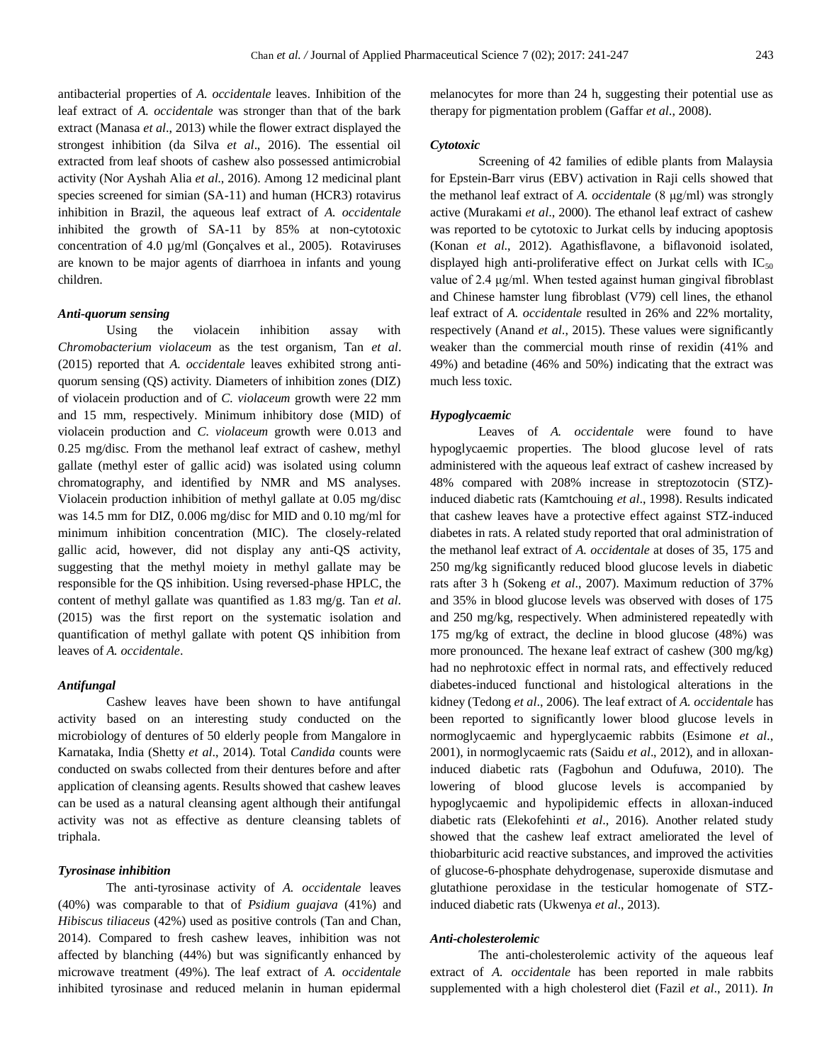antibacterial properties of *A. occidentale* leaves. Inhibition of the leaf extract of *A. occidentale* was stronger than that of the bark extract (Manasa *et al*., 2013) while the flower extract displayed the strongest inhibition (da Silva *et al*., 2016). The essential oil extracted from leaf shoots of cashew also possessed antimicrobial activity (Nor Ayshah Alia *et al*., 2016). Among 12 medicinal plant species screened for simian (SA-11) and human (HCR3) rotavirus inhibition in Brazil, the aqueous leaf extract of *A. occidentale* inhibited the growth of SA-11 by 85% at non-cytotoxic concentration of 4.0 µg/ml (Gonçalves et al., 2005). Rotaviruses are known to be major agents of diarrhoea in infants and young children.

#### *Anti-quorum sensing*

Using the violacein inhibition assay with *Chromobacterium violaceum* as the test organism, Tan *et al*. (2015) reported that *A. occidentale* leaves exhibited strong anti-quorum sensing (QS) activity. Diameters of inhibition zones (DIZ) of violacein production and of *C. violaceum* growth were 22 mm and 15 mm, respectively. Minimum inhibitory dose (MID) of violacein production and *C. violaceum* growth were 0.013 and 0.25 mg/disc. From the methanol leaf extract of cashew, methyl gallate (methyl ester of gallic acid) was isolated using column chromatography, and identified by NMR and MS analyses. Violacein production inhibition of methyl gallate at 0.05 mg/disc was 14.5 mm for DIZ, 0.006 mg/disc for MID and 0.10 mg/ml for minimum inhibition concentration (MIC). The closely-related gallic acid, however, did not display any anti-QS activity, suggesting that the methyl moiety in methyl gallate may be responsible for the QS inhibition. Using reversed-phase HPLC, the content of methyl gallate was quantified as 1.83 mg/g. Tan *et al*. (2015) was the first report on the systematic isolation and quantification of methyl gallate with potent QS inhibition from leaves of *A. occidentale*.

#### *Antifungal*

Cashew leaves have been shown to have antifungal activity based on an interesting study conducted on the microbiology of dentures of 50 elderly people from Mangalore in Karnataka, India (Shetty *et al*., 2014). Total *Candida* counts were conducted on swabs collected from their dentures before and after application of cleansing agents. Results showed that cashew leaves can be used as a natural cleansing agent although their antifungal activity was not as effective as denture cleansing tablets of triphala.

#### *Tyrosinase inhibition*

The anti-tyrosinase activity of *A. occidentale* leaves (40%) was comparable to that of *Psidium guajava* (41%) and *Hibiscus tiliaceus* (42%) used as positive controls (Tan and Chan, 2014). Compared to fresh cashew leaves, inhibition was not affected by blanching (44%) but was significantly enhanced by microwave treatment (49%). The leaf extract of *A. occidentale* inhibited tyrosinase and reduced melanin in human epidermal melanocytes for more than 24 h, suggesting their potential use as therapy for pigmentation problem (Gaffar *et al*., 2008).

#### *Cytotoxic*

Screening of 42 families of edible plants from Malaysia for Epstein-Barr virus (EBV) activation in Raji cells showed that the methanol leaf extract of *A. occidentale* (8 µg/ml) was strongly active (Murakami *et al*., 2000). The ethanol leaf extract of cashew was reported to be cytotoxic to Jurkat cells by inducing apoptosis (Konan *et al*., 2012). Agathisflavone, a biflavonoid isolated, displayed high anti-proliferative effect on Jurkat cells with $IC_{50}$ value of 2.4 µg/ml. When tested against human gingival fibroblast and Chinese hamster lung fibroblast (V79) cell lines, the ethanol leaf extract of *A. occidentale* resulted in 26% and 22% mortality, respectively (Anand *et al*., 2015). These values were significantly weaker than the commercial mouth rinse of rexidin (41% and 49%) and betadine (46% and 50%) indicating that the extract was much less toxic.

#### *Hypoglycaemic*

Leaves of *A. occidentale* were found to have hypoglycaemic properties. The blood glucose level of rats administered with the aqueous leaf extract of cashew increased by 48% compared with 208% increase in streptozotocin (STZ)-induced diabetic rats (Kamtchouing *et al*., 1998). Results indicated that cashew leaves have a protective effect against STZ-induced diabetes in rats. A related study reported that oral administration of the methanol leaf extract of *A. occidentale* at doses of 35, 175 and 250 mg/kg significantly reduced blood glucose levels in diabetic rats after 3 h (Sokeng *et al*., 2007). Maximum reduction of 37% and 35% in blood glucose levels was observed with doses of 175 and 250 mg/kg, respectively. When administered repeatedly with 175 mg/kg of extract, the decline in blood glucose (48%) was more pronounced. The hexane leaf extract of cashew (300 mg/kg) had no nephrotoxic effect in normal rats, and effectively reduced diabetes-induced functional and histological alterations in the kidney (Tedong *et al*., 2006). The leaf extract of *A. occidentale* has been reported to significantly lower blood glucose levels in normoglycaemic and hyperglycaemic rabbits (Esimone *et al*., 2001), in normoglycaemic rats (Saidu *et al*., 2012), and in alloxan-induced diabetic rats (Fagbohun and Odufuwa, 2010). The lowering of blood glucose levels is accompanied by hypoglycaemic and hypolipidemic effects in alloxan-induced diabetic rats (Elekofehinti *et al*., 2016). Another related study showed that the cashew leaf extract ameliorated the level of thiobarbituric acid reactive substances, and improved the activities of glucose-6-phosphate dehydrogenase, superoxide dismutase and glutathione peroxidase in the testicular homogenate of STZ-induced diabetic rats (Ukwenya *et al*., 2013).

#### *Anti-cholesterolemic*

The anti-cholesterolemic activity of the aqueous leaf extract of *A. occidentale* has been reported in male rabbits supplemented with a high cholesterol diet (Fazil *et al*., 2011). *In*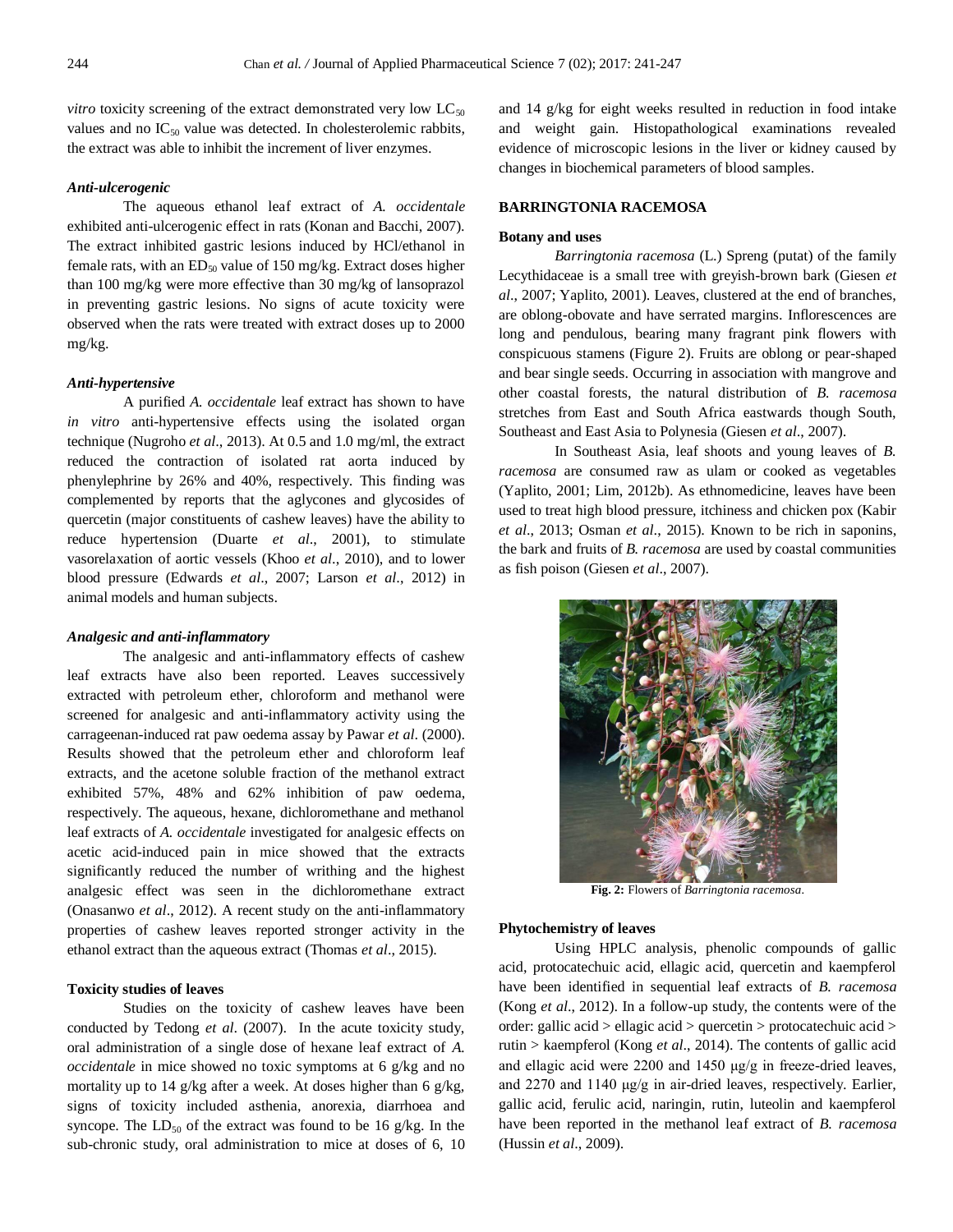*vitro* toxicity screening of the extract demonstrated very low $LC_{50}$ values and no $IC_{50}$ value was detected. In cholesterolemic rabbits, the extract was able to inhibit the increment of liver enzymes.

### *Anti-ulcerogenic*

The aqueous ethanol leaf extract of *A. occidentale* exhibited anti-ulcerogenic effect in rats (Konan and Bacchi, 2007). The extract inhibited gastric lesions induced by HCl/ethanol in female rats, with an $ED_{50}$ value of 150 mg/kg. Extract doses higher than 100 mg/kg were more effective than 30 mg/kg of lansoprazol in preventing gastric lesions. No signs of acute toxicity were observed when the rats were treated with extract doses up to 2000 mg/kg.

### *Anti-hypertensive*

A purified *A. occidentale* leaf extract has shown to have *in vitro* anti-hypertensive effects using the isolated organ technique (Nugroho *et al*., 2013). At 0.5 and 1.0 mg/ml, the extract reduced the contraction of isolated rat aorta induced by phenylephrine by 26% and 40%, respectively. This finding was complemented by reports that the aglycones and glycosides of quercetin (major constituents of cashew leaves) have the ability to reduce hypertension (Duarte *et al*., 2001), to stimulate vasorelaxation of aortic vessels (Khoo *et al*., 2010), and to lower blood pressure (Edwards *et al*., 2007; Larson *et al*., 2012) in animal models and human subjects.

### *Analgesic and anti-inflammatory*

The analgesic and anti-inflammatory effects of cashew leaf extracts have also been reported. Leaves successively extracted with petroleum ether, chloroform and methanol were screened for analgesic and anti-inflammatory activity using the carrageenan-induced rat paw oedema assay by Pawar *et al*. (2000). Results showed that the petroleum ether and chloroform leaf extracts, and the acetone soluble fraction of the methanol extract exhibited 57%, 48% and 62% inhibition of paw oedema, respectively. The aqueous, hexane, dichloromethane and methanol leaf extracts of *A. occidentale* investigated for analgesic effects on acetic acid-induced pain in mice showed that the extracts significantly reduced the number of writhing and the highest analgesic effect was seen in the dichloromethane extract (Onasanwo *et al*., 2012). A recent study on the anti-inflammatory properties of cashew leaves reported stronger activity in the ethanol extract than the aqueous extract (Thomas *et al*., 2015).

### **Toxicity studies of leaves**

Studies on the toxicity of cashew leaves have been conducted by Tedong *et al*. (2007). In the acute toxicity study, oral administration of a single dose of hexane leaf extract of *A. occidentale* in mice showed no toxic symptoms at 6 g/kg and no mortality up to 14 g/kg after a week. At doses higher than 6 g/kg, signs of toxicity included asthenia, anorexia, diarrhoea and syncope. The $LD_{50}$ of the extract was found to be 16 g/kg. In the sub-chronic study, oral administration to mice at doses of 6, 10 and 14 g/kg for eight weeks resulted in reduction in food intake and weight gain. Histopathological examinations revealed evidence of microscopic lesions in the liver or kidney caused by changes in biochemical parameters of blood samples.

## **BARRINGTONIA RACEMOSA**

### **Botany and uses**

*Barringtonia racemosa* (L.) Spreng (putat) of the family Lecythidaceae is a small tree with greyish-brown bark (Giesen *et al*., 2007; Yaplito, 2001). Leaves, clustered at the end of branches, are oblong-obovate and have serrated margins. Inflorescences are long and pendulous, bearing many fragrant pink flowers with conspicuous stamens (Figure 2). Fruits are oblong or pear-shaped and bear single seeds. Occurring in association with mangrove and other coastal forests, the natural distribution of *B. racemosa* stretches from East and South Africa eastwards though South, Southeast and East Asia to Polynesia (Giesen *et al*., 2007).

In Southeast Asia, leaf shoots and young leaves of *B. racemosa* are consumed raw as ulam or cooked as vegetables (Yaplito, 2001; Lim, 2012b). As ethnomedicine, leaves have been used to treat high blood pressure, itchiness and chicken pox (Kabir *et al*., 2013; Osman *et al*., 2015). Known to be rich in saponins, the bark and fruits of *B. racemosa* are used by coastal communities as fish poison (Giesen *et al*., 2007).

**Fig. 2:** Flowers of *Barringtonia racemosa*.

### **Phytochemistry of leaves**

Using HPLC analysis, phenolic compounds of gallic acid, protocatechuic acid, ellagic acid, quercetin and kaempferol have been identified in sequential leaf extracts of *B. racemosa* (Kong *et al*., 2012). In a follow-up study, the contents were of the order: gallic acid > ellagic acid > quercetin > protocatechuic acid > rutin > kaempferol (Kong *et al*., 2014). The contents of gallic acid and ellagic acid were 2200 and 1450 μg/g in freeze-dried leaves, and 2270 and 1140 μg/g in air-dried leaves, respectively. Earlier, gallic acid, ferulic acid, naringin, rutin, luteolin and kaempferol have been reported in the methanol leaf extract of *B. racemosa* (Hussin *et al*., 2009).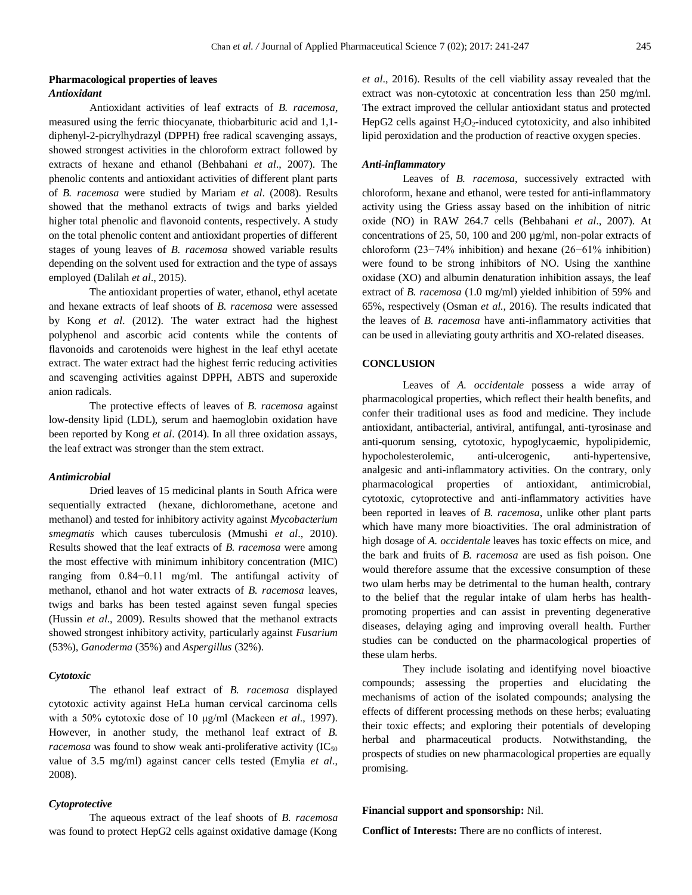### Pharmacological properties of leaves

#### *Antioxidant*

Antioxidant activities of leaf extracts of *B. racemosa*, measured using the ferric thiocyanate, thiobarbituric acid and 1,1-diphenyl-2-picrylhydrazyl (DPPH) free radical scavenging assays, showed strongest activities in the chloroform extract followed by extracts of hexane and ethanol (Behbahani *et al*., 2007). The phenolic contents and antioxidant activities of different plant parts of *B. racemosa* were studied by Mariam *et al*. (2008). Results showed that the methanol extracts of twigs and barks yielded higher total phenolic and flavonoid contents, respectively. A study on the total phenolic content and antioxidant properties of different stages of young leaves of *B. racemosa* showed variable results depending on the solvent used for extraction and the type of assays employed (Dalilah *et al*., 2015).

The antioxidant properties of water, ethanol, ethyl acetate and hexane extracts of leaf shoots of *B. racemosa* were assessed by Kong *et al*. (2012). The water extract had the highest polyphenol and ascorbic acid contents while the contents of flavonoids and carotenoids were highest in the leaf ethyl acetate extract. The water extract had the highest ferric reducing activities and scavenging activities against DPPH, ABTS and superoxide anion radicals.

The protective effects of leaves of *B. racemosa* against low-density lipid (LDL), serum and haemoglobin oxidation have been reported by Kong *et al*. (2014). In all three oxidation assays, the leaf extract was stronger than the stem extract.

#### *Antimicrobial*

Dried leaves of 15 medicinal plants in South Africa were sequentially extracted (hexane, dichloromethane, acetone and methanol) and tested for inhibitory activity against *Mycobacterium smegmatis* which causes tuberculosis (Mmushi *et al*., 2010). Results showed that the leaf extracts of *B. racemosa* were among the most effective with minimum inhibitory concentration (MIC) ranging from 0.84−0.11 mg/ml. The antifungal activity of methanol, ethanol and hot water extracts of *B. racemosa* leaves, twigs and barks has been tested against seven fungal species (Hussin *et al*., 2009). Results showed that the methanol extracts showed strongest inhibitory activity, particularly against *Fusarium* (53%), *Ganoderma* (35%) and *Aspergillus* (32%).

#### *Cytotoxic*

The ethanol leaf extract of *B. racemosa* displayed cytotoxic activity against HeLa human cervical carcinoma cells with a 50% cytotoxic dose of 10 μg/ml (Mackeen *et al*., 1997). However, in another study, the methanol leaf extract of *B. racemosa* was found to show weak anti-proliferative activity ($IC_{50}$ value of 3.5 mg/ml) against cancer cells tested (Emylia *et al*., 2008).

#### *Cytoprotective*

The aqueous extract of the leaf shoots of *B. racemosa* was found to protect HepG2 cells against oxidative damage (Kong *et al*., 2016). Results of the cell viability assay revealed that the extract was non-cytotoxic at concentration less than 250 mg/ml. The extract improved the cellular antioxidant status and protected HepG2 cells against $H_2O_2$-induced cytotoxicity, and also inhibited lipid peroxidation and the production of reactive oxygen species.

#### *Anti-inflammatory*

Leaves of *B. racemosa*, successively extracted with chloroform, hexane and ethanol, were tested for anti-inflammatory activity using the Griess assay based on the inhibition of nitric oxide (NO) in RAW 264.7 cells (Behbahani *et al*., 2007). At concentrations of 25, 50, 100 and 200 µg/ml, non-polar extracts of chloroform (23−74% inhibition) and hexane (26−61% inhibition) were found to be strong inhibitors of NO. Using the xanthine oxidase (XO) and albumin denaturation inhibition assays, the leaf extract of *B. racemosa* (1.0 mg/ml) yielded inhibition of 59% and 65%, respectively (Osman *et al*., 2016). The results indicated that the leaves of *B. racemosa* have anti-inflammatory activities that can be used in alleviating gouty arthritis and XO-related diseases.

## CONCLUSION

Leaves of *A. occidentale* possess a wide array of pharmacological properties, which reflect their health benefits, and confer their traditional uses as food and medicine. They include antioxidant, antibacterial, antiviral, antifungal, anti-tyrosinase and anti-quorum sensing, cytotoxic, hypoglycaemic, hypolipidemic, hypocholesterolemic, anti-ulcerogenic, anti-hypertensive, analgesic and anti-inflammatory activities. On the contrary, only pharmacological properties of antioxidant, antimicrobial, cytotoxic, cytoprotective and anti-inflammatory activities have been reported in leaves of *B. racemosa*, unlike other plant parts which have many more bioactivities. The oral administration of high dosage of *A. occidentale* leaves has toxic effects on mice, and the bark and fruits of *B. racemosa* are used as fish poison. One would therefore assume that the excessive consumption of these two ulam herbs may be detrimental to the human health, contrary to the belief that the regular intake of ulam herbs has health-promoting properties and can assist in preventing degenerative diseases, delaying aging and improving overall health. Further studies can be conducted on the pharmacological properties of these ulam herbs.

They include isolating and identifying novel bioactive compounds; assessing the properties and elucidating the mechanisms of action of the isolated compounds; analysing the effects of different processing methods on these herbs; evaluating their toxic effects; and exploring their potentials of developing herbal and pharmaceutical products. Notwithstanding, the prospects of studies on new pharmacological properties are equally promising.

**Financial support and sponsorship:** Nil.

**Conflict of Interests:** There are no conflicts of interest.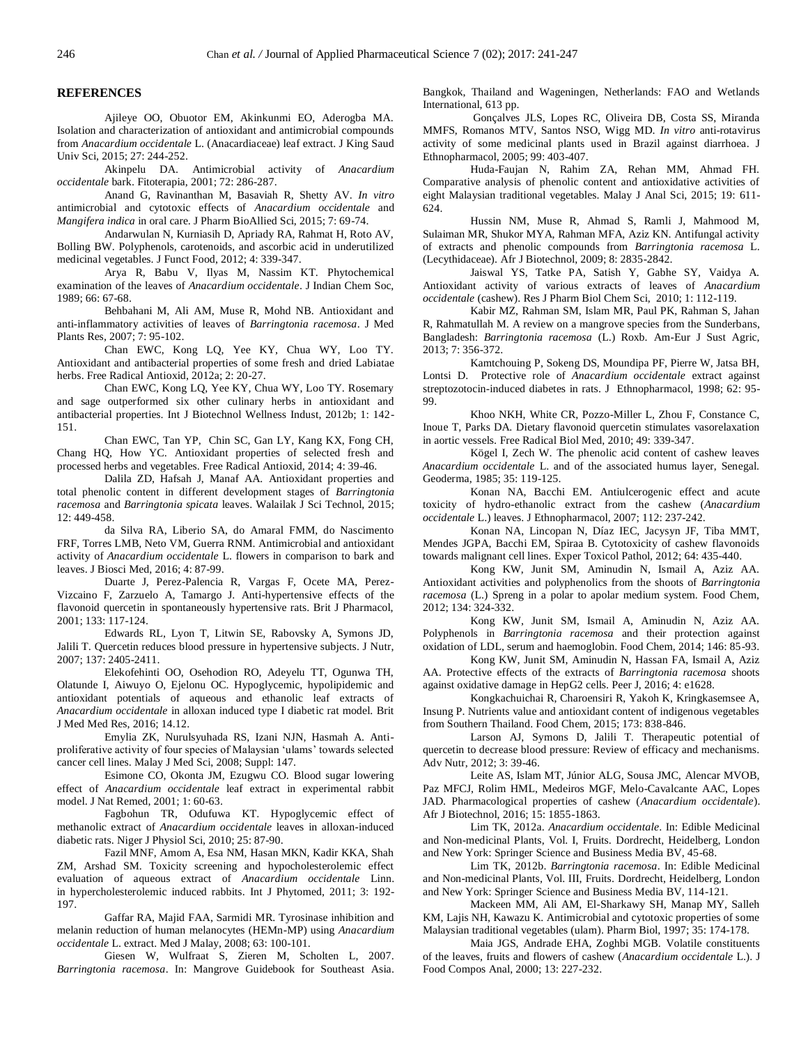## REFERENCES

Ajileye OO, Obuotor EM, Akinkunmi EO, Aderogba MA. Isolation and characterization of antioxidant and antimicrobial compounds from *Anacardium occidentale* L. (Anacardiaceae) leaf extract. J King Saud Univ Sci, 2015; 27: 244-252.

Akinpelu DA. Antimicrobial activity of *Anacardium occidentale* bark. Fitoterapia, 2001; 72: 286-287.

Anand G, Ravinanthan M, Basaviah R, Shetty AV. *In vitro* antimicrobial and cytotoxic effects of *Anacardium occidentale* and *Mangifera indica* in oral care. J Pharm BioAllied Sci, 2015; 7: 69-74.

Andarwulan N, Kurniasih D, Apriady RA, Rahmat H, Roto AV, Bolling BW. Polyphenols, carotenoids, and ascorbic acid in underutilized medicinal vegetables. J Funct Food, 2012; 4: 339-347.

Arya R, Babu V, Ilyas M, Nassim KT. Phytochemical examination of the leaves of *Anacardium occidentale*. J Indian Chem Soc, 1989; 66: 67-68.

Behbahani M, Ali AM, Muse R, Mohd NB. Antioxidant and anti-inflammatory activities of leaves of *Barringtonia racemosa*. J Med Plants Res, 2007; 7: 95-102.

Chan EWC, Kong LQ, Yee KY, Chua WY, Loo TY. Antioxidant and antibacterial properties of some fresh and dried Labiatae herbs. Free Radical Antioxid, 2012a; 2: 20-27.

Chan EWC, Kong LQ, Yee KY, Chua WY, Loo TY. Rosemary and sage outperformed six other culinary herbs in antioxidant and antibacterial properties. Int J Biotechnol Wellness Indust, 2012b; 1: 142-151.

Chan EWC, Tan YP, Chin SC, Gan LY, Kang KX, Fong CH, Chang HQ, How YC. Antioxidant properties of selected fresh and processed herbs and vegetables. Free Radical Antioxid, 2014; 4: 39-46.

Dalila ZD, Hafsah J, Manaf AA. Antioxidant properties and total phenolic content in different development stages of *Barringtonia racemosa* and *Barringtonia spicata* leaves. Walailak J Sci Technol, 2015; 12: 449-458.

da Silva RA, Liberio SA, do Amaral FMM, do Nascimento FRF, Torres LMB, Neto VM, Guerra RNM. Antimicrobial and antioxidant activity of *Anacardium occidentale* L. flowers in comparison to bark and leaves. J Biosci Med, 2016; 4: 87-99.

Duarte J, Perez-Palencia R, Vargas F, Ocete MA, Perez-Vizcaino F, Zarzuelo A, Tamargo J. Anti-hypertensive effects of the flavonoid quercetin in spontaneously hypertensive rats. Brit J Pharmacol, 2001; 133: 117-124.

Edwards RL, Lyon T, Litwin SE, Rabovsky A, Symons JD, Jalili T. Quercetin reduces blood pressure in hypertensive subjects. J Nutr, 2007; 137: 2405-2411.

Elekofehinti OO, Osehodion RO, Adeyelu TT, Ogunwa TH, Olatunde I, Aiwuyo O, Ejelonu OC. Hypoglycemic, hypolipidemic and antioxidant potentials of aqueous and ethanolic leaf extracts of *Anacardium occidentale* in alloxan induced type I diabetic rat model. Brit J Med Med Res, 2016; 14.12.

Emylia ZK, Nurulsyuhada RS, Izani NJN, Hasmah A. Anti-proliferative activity of four species of Malaysian 'ulams' towards selected cancer cell lines. Malay J Med Sci, 2008; Suppl: 147.

Esimone CO, Okonta JM, Ezugwu CO. Blood sugar lowering effect of *Anacardium occidentale* leaf extract in experimental rabbit model. J Nat Remed, 2001; 1: 60-63.

Fagbohun TR, Odufuwa KT. Hypoglycemic effect of methanolic extract of *Anacardium occidentale* leaves in alloxan-induced diabetic rats. Niger J Physiol Sci, 2010; 25: 87-90.

Fazil MNF, Amom A, Esa NM, Hasan MKN, Kadir KKA, Shah ZM, Arshad SM. Toxicity screening and hypocholesterolemic effect evaluation of aqueous extract of *Anacardium occidentale* Linn. in hypercholesterolemic induced rabbits. Int J Phytomed, 2011; 3: 192-197.

Gaffar RA, Majid FAA, Sarmidi MR. Tyrosinase inhibition and melanin reduction of human melanocytes (HEMn-MP) using *Anacardium occidentale* L. extract. Med J Malay, 2008; 63: 100-101.

Giesen W, Wulfraat S, Zieren M, Scholten L, 2007. *Barringtonia racemosa*. In: Mangrove Guidebook for Southeast Asia. Bangkok, Thailand and Wageningen, Netherlands: FAO and Wetlands International, 613 pp.

Gonçalves JLS, Lopes RC, Oliveira DB, Costa SS, Miranda MMFS, Romanos MTV, Santos NSO, Wigg MD. *In vitro* anti-rotavirus activity of some medicinal plants used in Brazil against diarrhoea. J Ethnopharmacol, 2005; 99: 403-407.

Huda-Faujan N, Rahim ZA, Rehan MM, Ahmad FH. Comparative analysis of phenolic content and antioxidative activities of eight Malaysian traditional vegetables. Malay J Anal Sci, 2015; 19: 611-624.

Hussin NM, Muse R, Ahmad S, Ramli J, Mahmood M, Sulaiman MR, Shukor MYA, Rahman MFA, Aziz KN. Antifungal activity of extracts and phenolic compounds from *Barringtonia racemosa* L. (Lecythidaceae). Afr J Biotechnol, 2009; 8: 2835-2842.

Jaiswal YS, Tatke PA, Satish Y, Gabhe SY, Vaidya A. Antioxidant activity of various extracts of leaves of *Anacardium occidentale* (cashew). Res J Pharm Biol Chem Sci, 2010; 1: 112-119.

Kabir MZ, Rahman SM, Islam MR, Paul PK, Rahman S, Jahan R, Rahmatullah M. A review on a mangrove species from the Sunderbans, Bangladesh: *Barringtonia racemosa* (L.) Roxb. Am-Eur J Sust Agric, 2013; 7: 356-372.

Kamtchouing P, Sokeng DS, Moundipa PF, Pierre W, Jatsa BH, Lontsi D. Protective role of *Anacardium occidentale* extract against streptozotocin-induced diabetes in rats. J Ethnopharmacol, 1998; 62: 95-99.

Khoo NKH, White CR, Pozzo-Miller L, Zhou F, Constance C, Inoue T, Parks DA. Dietary flavonoid quercetin stimulates vasorelaxation in aortic vessels. Free Radical Biol Med, 2010; 49: 339-347.

Kögel I, Zech W. The phenolic acid content of cashew leaves *Anacardium occidentale* L. and of the associated humus layer, Senegal. Geoderma, 1985; 35: 119-125.

Konan NA, Bacchi EM. Antiulcerogenic effect and acute toxicity of hydro-ethanolic extract from the cashew (*Anacardium occidentale* L.) leaves. J Ethnopharmacol, 2007; 112: 237-242.

Konan NA, Lincopan N, Díaz IEC, Jacysyn JF, Tiba MMT, Mendes JGPA, Bacchi EM, Spiraa B. Cytotoxicity of cashew flavonoids towards malignant cell lines. Exper Toxicol Pathol, 2012; 64: 435-440.

Kong KW, Junit SM, Aminudin N, Ismail A, Aziz AA. Antioxidant activities and polyphenolics from the shoots of *Barringtonia racemosa* (L.) Spreng in a polar to apolar medium system. Food Chem, 2012; 134: 324-332.

Kong KW, Junit SM, Ismail A, Aminudin N, Aziz AA. Polyphenols in *Barringtonia racemosa* and their protection against oxidation of LDL, serum and haemoglobin. Food Chem, 2014; 146: 85-93.

Kong KW, Junit SM, Aminudin N, Hassan FA, Ismail A, Aziz AA. Protective effects of the extracts of *Barringtonia racemosa* shoots against oxidative damage in HepG2 cells. Peer J, 2016; 4: e1628.

Kongkachuichai R, Charoensiri R, Yakoh K, Kringkasemsee A, Insung P. Nutrients value and antioxidant content of indigenous vegetables from Southern Thailand. Food Chem, 2015; 173: 838-846.

Larson AJ, Symons D, Jalili T. Therapeutic potential of quercetin to decrease blood pressure: Review of efficacy and mechanisms. Adv Nutr, 2012; 3: 39-46.

Leite AS, Islam MT, Júnior ALG, Sousa JMC, Alencar MVOB, Paz MFCJ, Rolim HML, Medeiros MGF, Melo-Cavalcante AAC, Lopes JAD. Pharmacological properties of cashew (*Anacardium occidentale*). Afr J Biotechnol, 2016; 15: 1855-1863.

Lim TK, 2012a. *Anacardium occidentale*. In: Edible Medicinal and Non-medicinal Plants, Vol. I, Fruits. Dordrecht, Heidelberg, London and New York: Springer Science and Business Media BV, 45-68.

Lim TK, 2012b. *Barringtonia racemosa*. In: Edible Medicinal and Non-medicinal Plants, Vol. III, Fruits. Dordrecht, Heidelberg, London and New York: Springer Science and Business Media BV, 114-121.

Mackeen MM, Ali AM, El-Sharkawy SH, Manap MY, Salleh KM, Lajis NH, Kawazu K. Antimicrobial and cytotoxic properties of some Malaysian traditional vegetables (ulam). Pharm Biol, 1997; 35: 174-178.

Maia JGS, Andrade EHA, Zoghbi MGB. Volatile constituents of the leaves, fruits and flowers of cashew (*Anacardium occidentale* L.). J Food Compos Anal, 2000; 13: 227-232.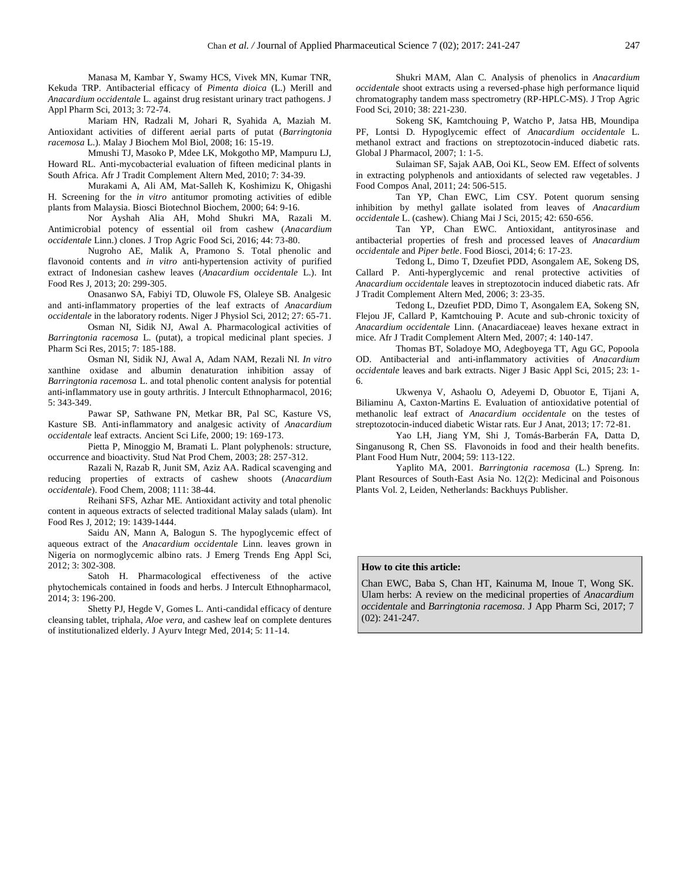Manasa M, Kambar Y, Swamy HCS, Vivek MN, Kumar TNR, Kekuda TRP. Antibacterial efficacy of *Pimenta dioica* (L.) Merill and *Anacardium occidentale* L. against drug resistant urinary tract pathogens. J Appl Pharm Sci, 2013; 3: 72-74.

Mariam HN, Radzali M, Johari R, Syahida A, Maziah M. Antioxidant activities of different aerial parts of putat (*Barringtonia racemosa* L.). Malay J Biochem Mol Biol, 2008; 16: 15-19.

Mmushi TJ, Masoko P, Mdee LK, Mokgotho MP, Mampuru LJ, Howard RL. Anti-mycobacterial evaluation of fifteen medicinal plants in South Africa. Afr J Tradit Complement Altern Med, 2010; 7: 34-39.

Murakami A, Ali AM, Mat-Salleh K, Koshimizu K, Ohigashi H. Screening for the *in vitro* antitumor promoting activities of edible plants from Malaysia. Biosci Biotechnol Biochem, 2000; 64: 9-16.

Nor Ayshah Alia AH, Mohd Shukri MA, Razali M. Antimicrobial potency of essential oil from cashew (*Anacardium occidentale* Linn.) clones. J Trop Agric Food Sci, 2016; 44: 73-80.

Nugroho AE, Malik A, Pramono S. Total phenolic and flavonoid contents and *in vitro* anti-hypertension activity of purified extract of Indonesian cashew leaves (*Anacardium occidentale* L.). Int Food Res J, 2013; 20: 299-305.

Onasanwo SA, Fabiyi TD, Oluwole FS, Olaleye SB. Analgesic and anti-inflammatory properties of the leaf extracts of *Anacardium occidentale* in the laboratory rodents. Niger J Physiol Sci, 2012; 27: 65-71.

Osman NI, Sidik NJ, Awal A. Pharmacological activities of *Barringtonia racemosa* L. (putat), a tropical medicinal plant species. J Pharm Sci Res, 2015; 7: 185-188.

Osman NI, Sidik NJ, Awal A, Adam NAM, Rezali NI. *In vitro* xanthine oxidase and albumin denaturation inhibition assay of *Barringtonia racemosa* L. and total phenolic content analysis for potential anti-inflammatory use in gouty arthritis. J Intercult Ethnopharmacol, 2016; 5: 343-349.

Pawar SP, Sathwane PN, Metkar BR, Pal SC, Kasture VS, Kasture SB. Anti-inflammatory and analgesic activity of *Anacardium occidentale* leaf extracts. Ancient Sci Life, 2000; 19: 169-173.

Pietta P, Minoggio M, Bramati L. Plant polyphenols: structure, occurrence and bioactivity. Stud Nat Prod Chem, 2003; 28: 257-312.

Razali N, Razab R, Junit SM, Aziz AA. Radical scavenging and reducing properties of extracts of cashew shoots (*Anacardium occidentale*). Food Chem, 2008; 111: 38-44.

Reihani SFS, Azhar ME. Antioxidant activity and total phenolic content in aqueous extracts of selected traditional Malay salads (ulam). Int Food Res J, 2012; 19: 1439-1444.

Saidu AN, Mann A, Balogun S. The hypoglycemic effect of aqueous extract of the *Anacardium occidentale* Linn. leaves grown in Nigeria on normoglycemic albino rats. J Emerg Trends Eng Appl Sci, 2012; 3: 302-308.

Satoh H. Pharmacological effectiveness of the active phytochemicals contained in foods and herbs. J Intercult Ethnopharmacol, 2014; 3: 196-200.

Shetty PJ, Hegde V, Gomes L. Anti-candidal efficacy of denture cleansing tablet, triphala, *Aloe vera*, and cashew leaf on complete dentures of institutionalized elderly. J Ayurv Integr Med, 2014; 5: 11-14.

Shukri MAM, Alan C. Analysis of phenolics in *Anacardium occidentale* shoot extracts using a reversed-phase high performance liquid chromatography tandem mass spectrometry (RP-HPLC-MS). J Trop Agric Food Sci, 2010; 38: 221-230.

Sokeng SK, Kamtchouing P, Watcho P, Jatsa HB, Moundipa PF, Lontsi D. Hypoglycemic effect of *Anacardium occidentale* L. methanol extract and fractions on streptozotocin-induced diabetic rats. Global J Pharmacol, 2007; 1: 1-5.

Sulaiman SF, Sajak AAB, Ooi KL, Seow EM. Effect of solvents in extracting polyphenols and antioxidants of selected raw vegetables. J Food Compos Anal, 2011; 24: 506-515.

Tan YP, Chan EWC, Lim CSY. Potent quorum sensing inhibition by methyl gallate isolated from leaves of *Anacardium occidentale* L. (cashew). Chiang Mai J Sci, 2015; 42: 650-656.

Tan YP, Chan EWC. Antioxidant, antityrosinase and antibacterial properties of fresh and processed leaves of *Anacardium occidentale* and *Piper betle*. Food Biosci, 2014; 6: 17-23.

Tedong L, Dimo T, Dzeufiet PDD, Asongalem AE, Sokeng DS, Callard P. Anti-hyperglycemic and renal protective activities of *Anacardium occidentale* leaves in streptozotocin induced diabetic rats. Afr J Tradit Complement Altern Med, 2006; 3: 23-35.

Tedong L, Dzeufiet PDD, Dimo T, Asongalem EA, Sokeng SN, Flejou JF, Callard P, Kamtchouing P. Acute and sub-chronic toxicity of *Anacardium occidentale* Linn. (Anacardiaceae) leaves hexane extract in mice. Afr J Tradit Complement Altern Med, 2007; 4: 140-147.

Thomas BT, Soladoye MO, Adegboyega TT, Agu GC, Popoola OD. Antibacterial and anti-inflammatory activities of *Anacardium occidentale* leaves and bark extracts. Niger J Basic Appl Sci, 2015; 23: 1-6.

Ukwenya V, Ashaolu O, Adeyemi D, Obuotor E, Tijani A, Biliaminu A, Caxton-Martins E. Evaluation of antioxidative potential of methanolic leaf extract of *Anacardium occidentale* on the testes of streptozotocin-induced diabetic Wistar rats. Eur J Anat, 2013; 17: 72-81.

Yao LH, Jiang YM, Shi J, Tomás-Barberán FA, Datta D, Singanusong R, Chen SS. Flavonoids in food and their health benefits. Plant Food Hum Nutr, 2004; 59: 113-122.

Yaplito MA, 2001. *Barringtonia racemosa* (L.) Spreng. In: Plant Resources of South-East Asia No. 12(2): Medicinal and Poisonous Plants Vol. 2, Leiden, Netherlands: Backhuys Publisher.

**How to cite this article:**

Chan EWC, Baba S, Chan HT, Kainuma M, Inoue T, Wong SK. Ulam herbs: A review on the medicinal properties of *Anacardium occidentale* and *Barringtonia racemosa*. J App Pharm Sci, 2017; 7 (02): 241-247.